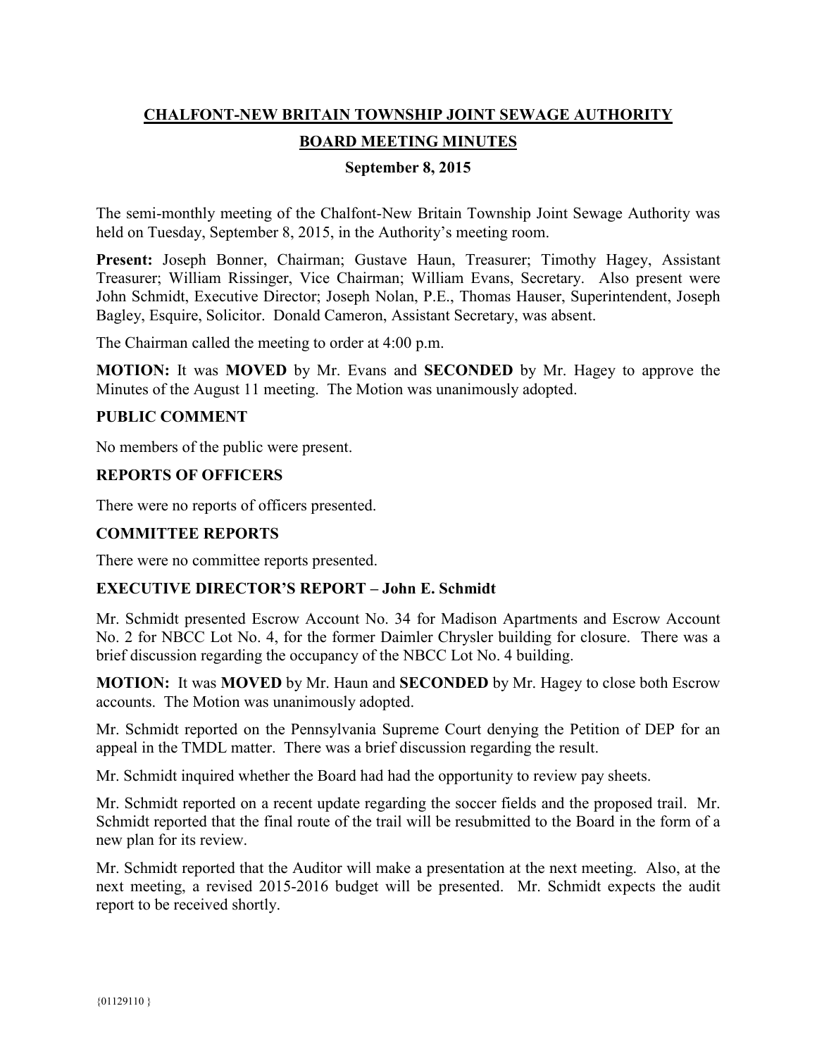# CHALFONT-NEW BRITAIN TOWNSHIP JOINT SEWAGE AUTHORITY

## BOARD MEETING MINUTES

### September 8, 2015

The semi-monthly meeting of the Chalfont-New Britain Township Joint Sewage Authority was held on Tuesday, September 8, 2015, in the Authority's meeting room.

**Present:** Joseph Bonner, Chairman; Gustave Haun, Treasurer; Timothy Hagey, Assistant Treasurer; William Rissinger, Vice Chairman; William Evans, Secretary. Also present were John Schmidt, Executive Director; Joseph Nolan, P.E., Thomas Hauser, Superintendent, Joseph Bagley, Esquire, Solicitor. Donald Cameron, Assistant Secretary, was absent.

The Chairman called the meeting to order at 4:00 p.m.

**MOTION:** It was **MOVED** by Mr. Evans and **SECONDED** by Mr. Hagey to approve the Minutes of the August 11 meeting. The Motion was unanimously adopted.

### PUBLIC COMMENT

No members of the public were present.

### REPORTS OF OFFICERS

There were no reports of officers presented.

### COMMITTEE REPORTS

There were no committee reports presented.

### EXECUTIVE DIRECTOR'S REPORT – John E. Schmidt

Mr. Schmidt presented Escrow Account No. 34 for Madison Apartments and Escrow Account No. 2 for NBCC Lot No. 4, for the former Daimler Chrysler building for closure. There was a brief discussion regarding the occupancy of the NBCC Lot No. 4 building.

**MOTION:** It was **MOVED** by Mr. Haun and **SECONDED** by Mr. Hagey to close both Escrow accounts. The Motion was unanimously adopted.

Mr. Schmidt reported on the Pennsylvania Supreme Court denying the Petition of DEP for an appeal in the TMDL matter. There was a brief discussion regarding the result.

Mr. Schmidt inquired whether the Board had had the opportunity to review pay sheets.

Mr. Schmidt reported on a recent update regarding the soccer fields and the proposed trail. Mr. Schmidt reported that the final route of the trail will be resubmitted to the Board in the form of a new plan for its review.

Mr. Schmidt reported that the Auditor will make a presentation at the next meeting. Also, at the next meeting, a revised 2015-2016 budget will be presented. Mr. Schmidt expects the audit report to be received shortly.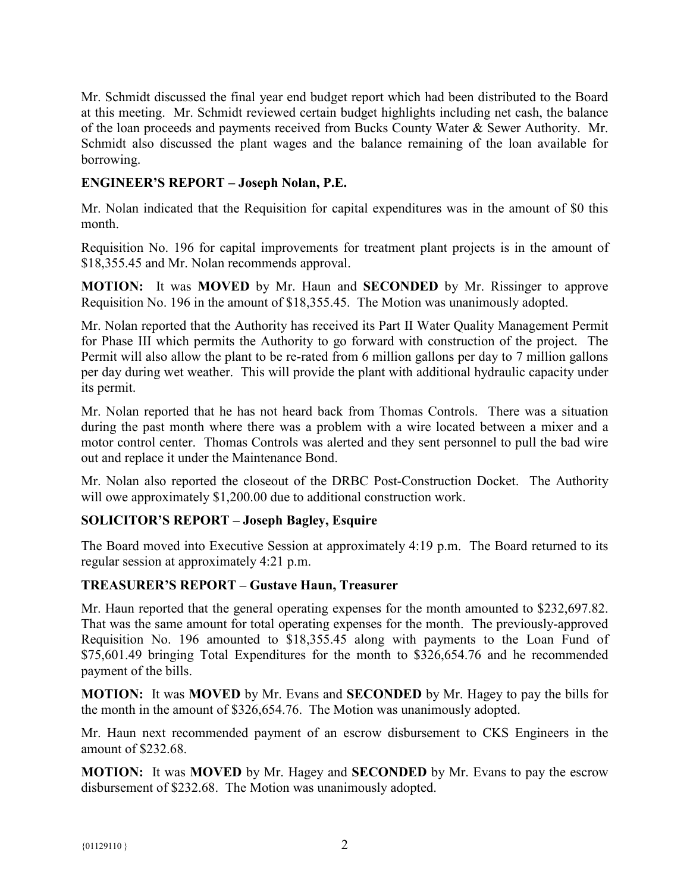Mr. Schmidt discussed the final year end budget report which had been distributed to the Board at this meeting. Mr. Schmidt reviewed certain budget highlights including net cash, the balance of the loan proceeds and payments received from Bucks County Water & Sewer Authority. Mr. Schmidt also discussed the plant wages and the balance remaining of the loan available for borrowing.

**ENGINEER'S REPORT – Joseph Nolan, P.E.**

Mr. Nolan indicated that the Requisition for capital expenditures was in the amount of $0 this month.

Requisition No. 196 for capital improvements for treatment plant projects is in the amount of $18,355.45 and Mr. Nolan recommends approval.

**MOTION:** It was **MOVED** by Mr. Haun and **SECONDED** by Mr. Rissinger to approve Requisition No. 196 in the amount of $18,355.45. The Motion was unanimously adopted.

Mr. Nolan reported that the Authority has received its Part II Water Quality Management Permit for Phase III which permits the Authority to go forward with construction of the project. The Permit will also allow the plant to be re-rated from 6 million gallons per day to 7 million gallons per day during wet weather. This will provide the plant with additional hydraulic capacity under its permit.

Mr. Nolan reported that he has not heard back from Thomas Controls. There was a situation during the past month where there was a problem with a wire located between a mixer and a motor control center. Thomas Controls was alerted and they sent personnel to pull the bad wire out and replace it under the Maintenance Bond.

Mr. Nolan also reported the closeout of the DRBC Post-Construction Docket. The Authority will owe approximately $1,200.00 due to additional construction work.

**SOLICITOR'S REPORT – Joseph Bagley, Esquire**

The Board moved into Executive Session at approximately 4:19 p.m. The Board returned to its regular session at approximately 4:21 p.m.

**TREASURER'S REPORT – Gustave Haun, Treasurer**

Mr. Haun reported that the general operating expenses for the month amounted to $232,697.82. That was the same amount for total operating expenses for the month. The previously-approved Requisition No. 196 amounted to $18,355.45 along with payments to the Loan Fund of $75,601.49 bringing Total Expenditures for the month to $326,654.76 and he recommended payment of the bills.

**MOTION:** It was **MOVED** by Mr. Evans and **SECONDED** by Mr. Hagey to pay the bills for the month in the amount of $326,654.76. The Motion was unanimously adopted.

Mr. Haun next recommended payment of an escrow disbursement to CKS Engineers in the amount of $232.68.

**MOTION:** It was **MOVED** by Mr. Hagey and **SECONDED** by Mr. Evans to pay the escrow disbursement of $232.68. The Motion was unanimously adopted.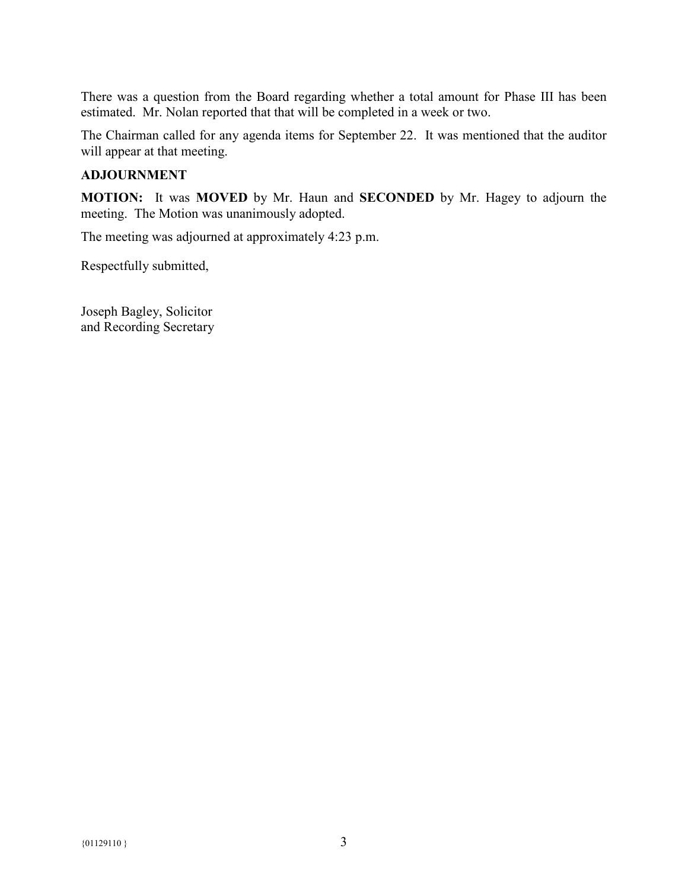There was a question from the Board regarding whether a total amount for Phase III has been estimated. Mr. Nolan reported that that will be completed in a week or two.

The Chairman called for any agenda items for September 22. It was mentioned that the auditor will appear at that meeting.

**ADJOURNMENT**

**MOTION:** It was **MOVED** by Mr. Haun and **SECONDED** by Mr. Hagey to adjourn the meeting. The Motion was unanimously adopted.

The meeting was adjourned at approximately 4:23 p.m.

Respectfully submitted,

Joseph Bagley, Solicitor
and Recording Secretary

{01129110 }